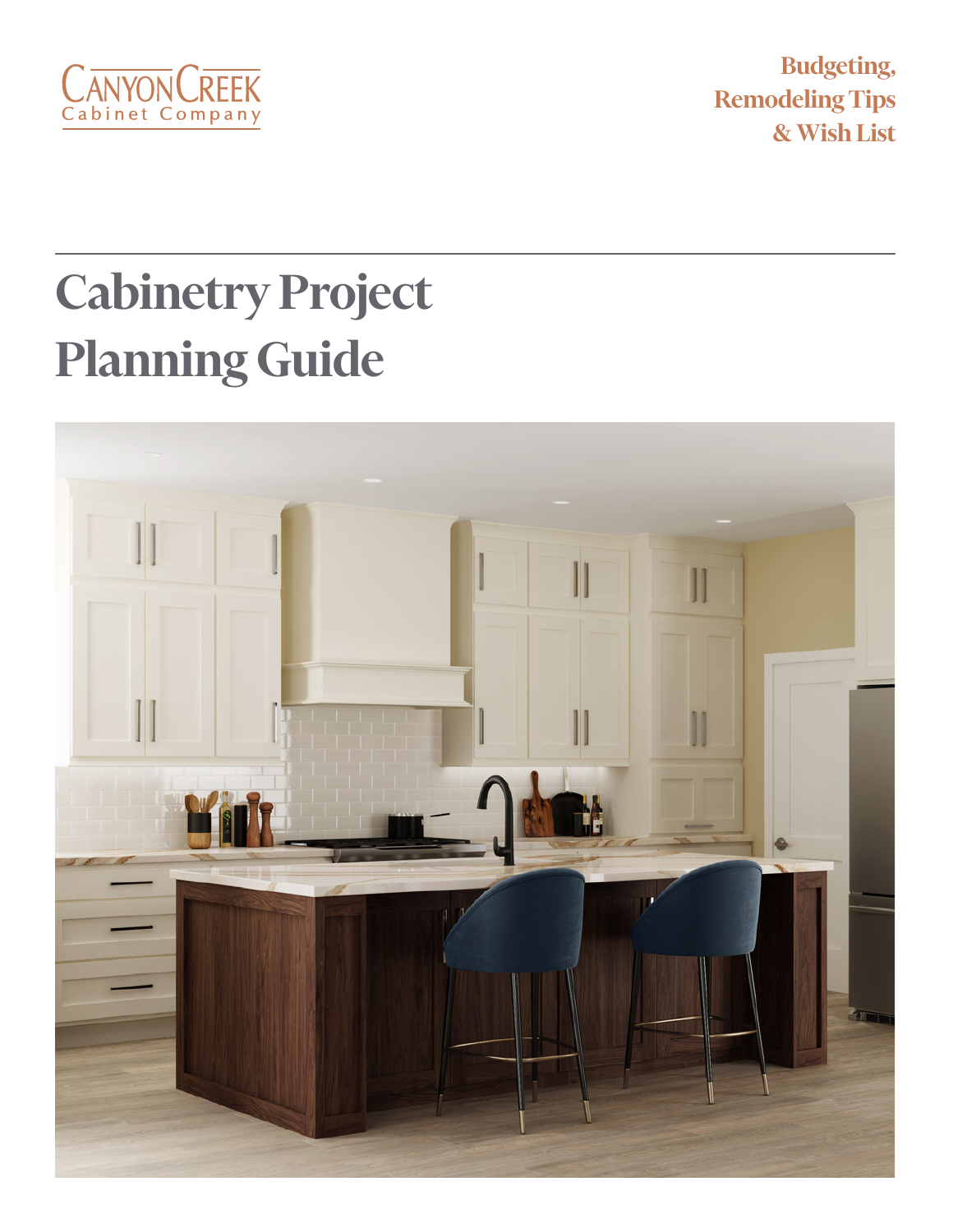Canyon Creek Cabinet Company

**Budgeting, Remodeling Tips & Wish List**

# Cabinetry Project Planning Guide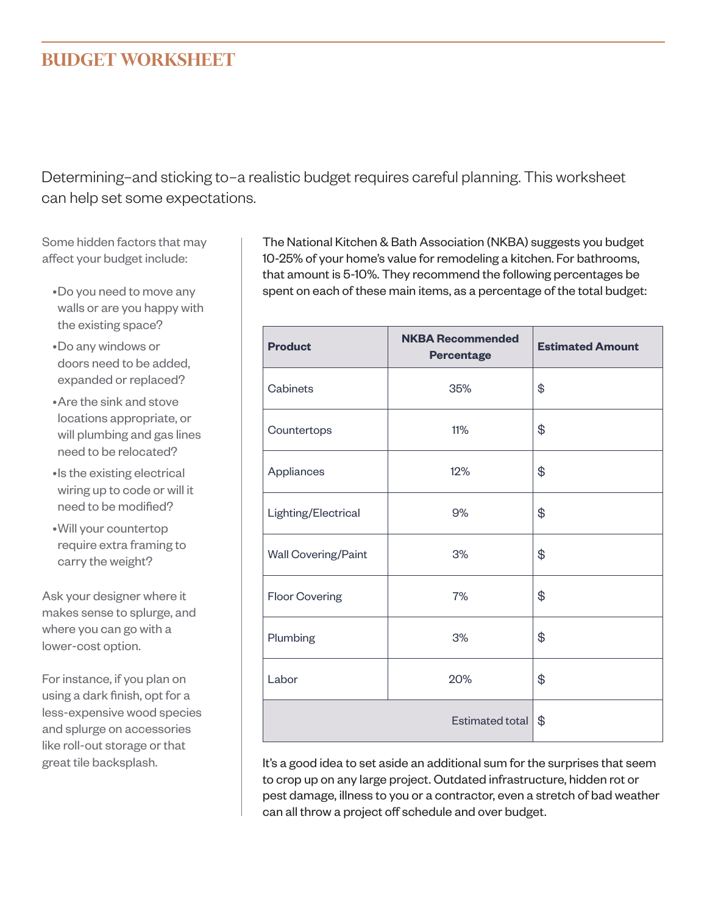# BUDGET WORKSHEET

Determining–and sticking to–a realistic budget requires careful planning. This worksheet can help set some expectations.

Some hidden factors that may affect your budget include:

- Do you need to move any walls or are you happy with the existing space?
- Do any windows or doors need to be added, expanded or replaced?
- Are the sink and stove locations appropriate, or will plumbing and gas lines need to be relocated?
- Is the existing electrical wiring up to code or will it need to be modified?
- Will your countertop require extra framing to carry the weight?

Ask your designer where it makes sense to splurge, and where you can go with a lower-cost option.

For instance, if you plan on using a dark finish, opt for a less-expensive wood species and splurge on accessories like roll-out storage or that great tile backsplash.

The National Kitchen & Bath Association (NKBA) suggests you budget 10-25% of your home's value for remodeling a kitchen. For bathrooms, that amount is 5-10%. They recommend the following percentages be spent on each of these main items, as a percentage of the total budget:

| Product | NKBA Recommended Percentage | Estimated Amount |
|---|---|---|
| Cabinets | 35% | $ |
| Countertops | 11% | $ |
| Appliances | 12% | $ |
| Lighting/Electrical | 9% | $ |
| Wall Covering/Paint | 3% | $ |
| Floor Covering | 7% | $ |
| Plumbing | 3% | $ |
| Labor | 20% | $ |
| | Estimated total | $ |

It's a good idea to set aside an additional sum for the surprises that seem to crop up on any large project. Outdated infrastructure, hidden rot or pest damage, illness to you or a contractor, even a stretch of bad weather can all throw a project off schedule and over budget.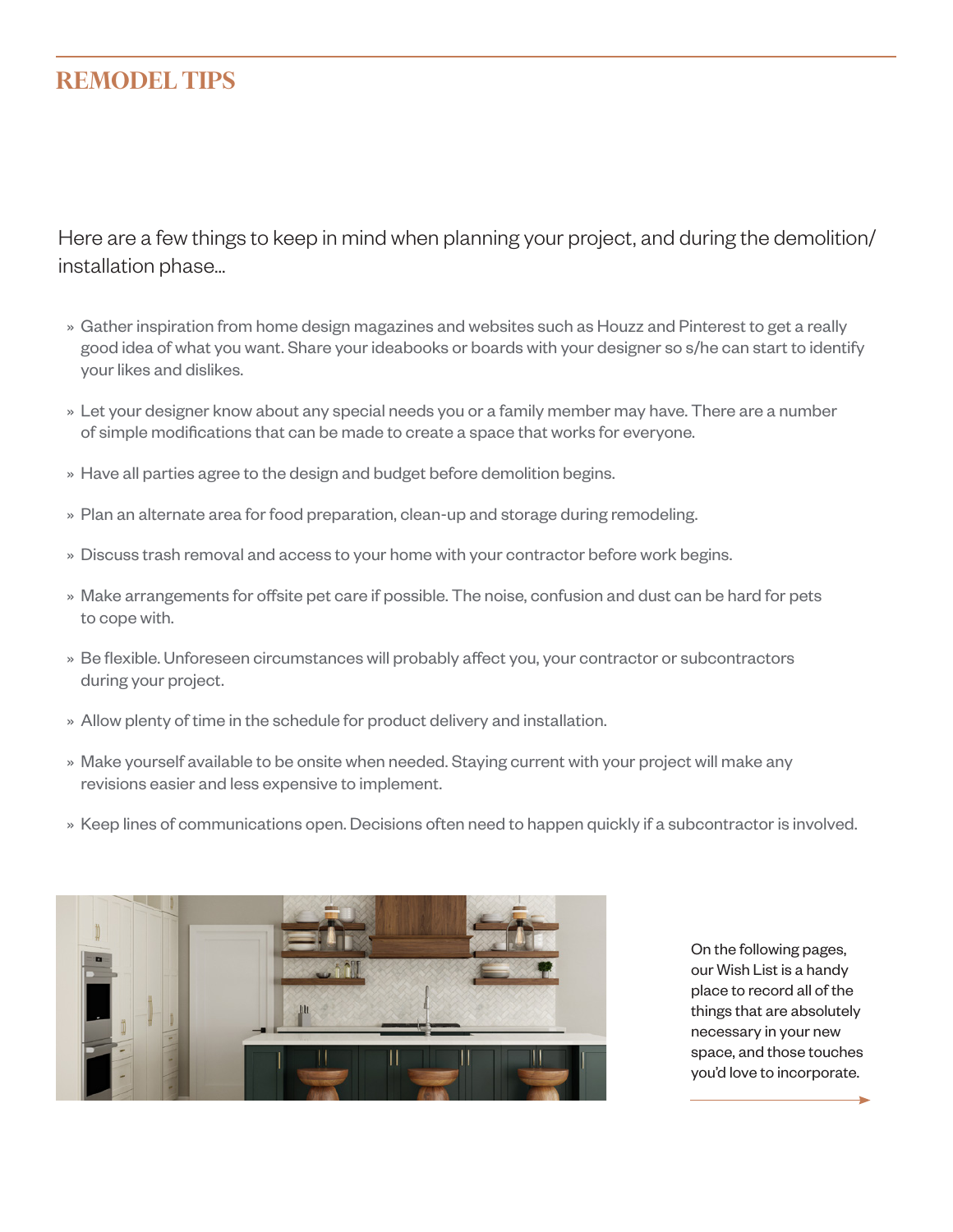## REMODEL TIPS

Here are a few things to keep in mind when planning your project, and during the demolition/installation phase...

- Gather inspiration from home design magazines and websites such as Houzz and Pinterest to get a really good idea of what you want. Share your ideabooks or boards with your designer so s/he can start to identify your likes and dislikes.
- Let your designer know about any special needs you or a family member may have. There are a number of simple modifications that can be made to create a space that works for everyone.
- Have all parties agree to the design and budget before demolition begins.
- Plan an alternate area for food preparation, clean-up and storage during remodeling.
- Discuss trash removal and access to your home with your contractor before work begins.
- Make arrangements for offsite pet care if possible. The noise, confusion and dust can be hard for pets to cope with.
- Be flexible. Unforeseen circumstances will probably affect you, your contractor or subcontractors during your project.
- Allow plenty of time in the schedule for product delivery and installation.
- Make yourself available to be onsite when needed. Staying current with your project will make any revisions easier and less expensive to implement.
- Keep lines of communications open. Decisions often need to happen quickly if a subcontractor is involved.

On the following pages, our Wish List is a handy place to record all of the things that are absolutely necessary in your new space, and those touches you'd love to incorporate.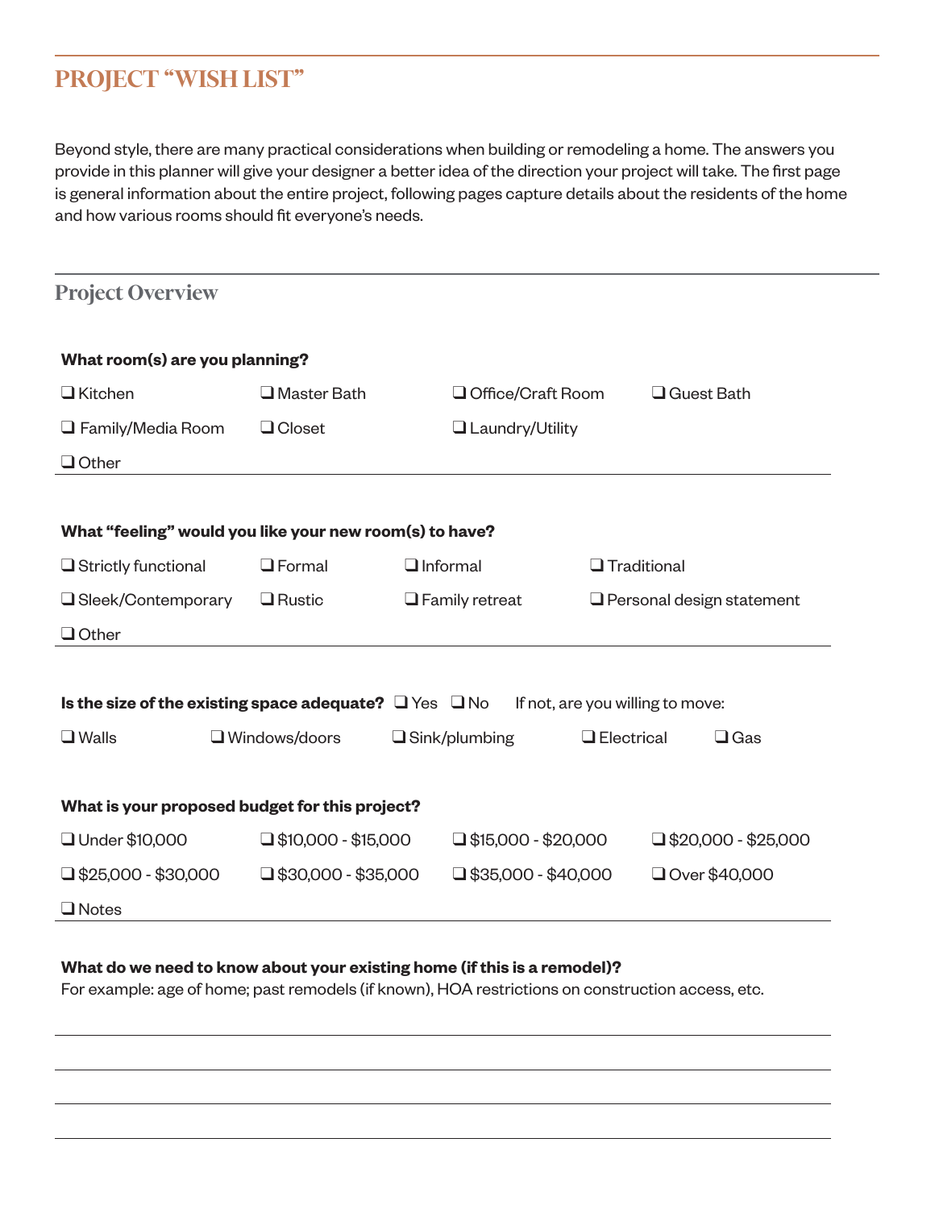# PROJECT "WISH LIST"

Beyond style, there are many practical considerations when building or remodeling a home. The answers you provide in this planner will give your designer a better idea of the direction your project will take. The first page is general information about the entire project, following pages capture details about the residents of the home and how various rooms should fit everyone's needs.

## Project Overview

**What room(s) are you planning?**

- ❑ Kitchen
- ❑ Master Bath
- ❑ Office/Craft Room
- ❑ Guest Bath
- ❑ Family/Media Room
- ❑ Closet
- ❑ Laundry/Utility
- ❑ Other

**What "feeling" would you like your new room(s) to have?**

- ❑ Strictly functional
- ❑ Formal
- ❑ Informal
- ❑ Traditional
- ❑ Sleek/Contemporary
- ❑ Rustic
- ❑ Family retreat
- ❑ Personal design statement
- ❑ Other

**Is the size of the existing space adequate?** ❑ Yes ❑ No  If not, are you willing to move:

- ❑ Walls
- ❑ Windows/doors
- ❑ Sink/plumbing
- ❑ Electrical
- ❑ Gas

**What is your proposed budget for this project?**

- ❑ Under $10,000
- ❑ $10,000 - $15,000
- ❑ $15,000 - $20,000
- ❑ $20,000 - $25,000
- ❑ $25,000 - $30,000
- ❑ $30,000 - $35,000
- ❑ $35,000 - $40,000
- ❑ Over $40,000
- ❑ Notes

**What do we need to know about your existing home (if this is a remodel)?**
For example: age of home; past remodels (if known), HOA restrictions on construction access, etc.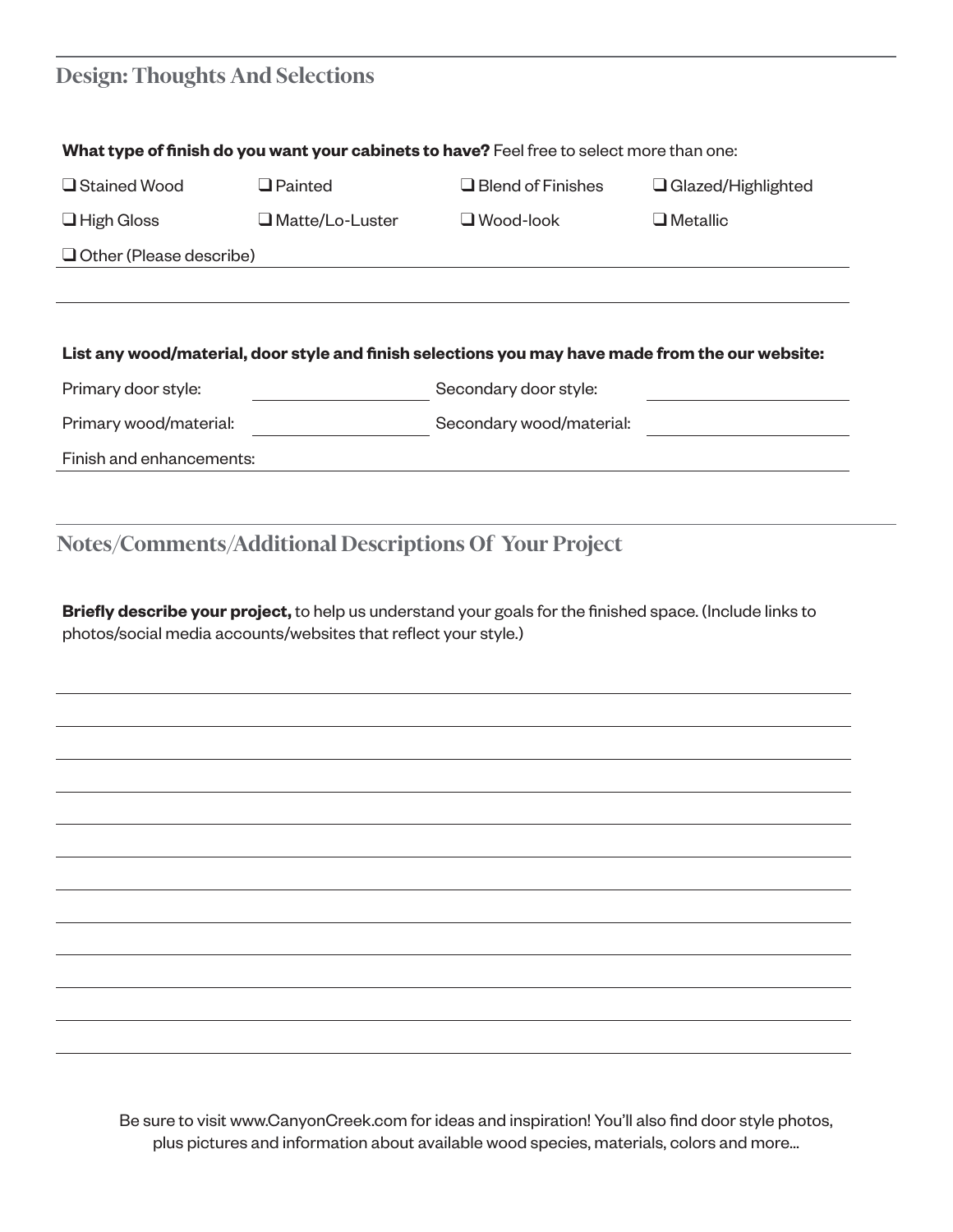## Design: Thoughts And Selections

**What type of finish do you want your cabinets to have?** Feel free to select more than one:

- ❑ Stained Wood
- ❑ Painted
- ❑ Blend of Finishes
- ❑ Glazed/Highlighted
- ❑ High Gloss
- ❑ Matte/Lo-Luster
- ❑ Wood-look
- ❑ Metallic
- ❑ Other (Please describe) ______________________________

______________________________________________________________

**List any wood/material, door style and finish selections you may have made from the our website:**

| | | | |
|---|---|---|---|
| Primary door style: | __________ | Secondary door style: | __________ |
| Primary wood/material: | __________ | Secondary wood/material: | __________ |

Finish and enhancements: ______________________________

## Notes/Comments/Additional Descriptions Of Your Project

**Briefly describe your project,** to help us understand your goals for the finished space. (Include links to photos/social media accounts/websites that reflect your style.)

______________________________________________________________

______________________________________________________________

______________________________________________________________

______________________________________________________________

______________________________________________________________

______________________________________________________________

______________________________________________________________

______________________________________________________________

______________________________________________________________

______________________________________________________________

______________________________________________________________

______________________________________________________________

Be sure to visit www.CanyonCreek.com for ideas and inspiration! You'll also find door style photos, plus pictures and information about available wood species, materials, colors and more...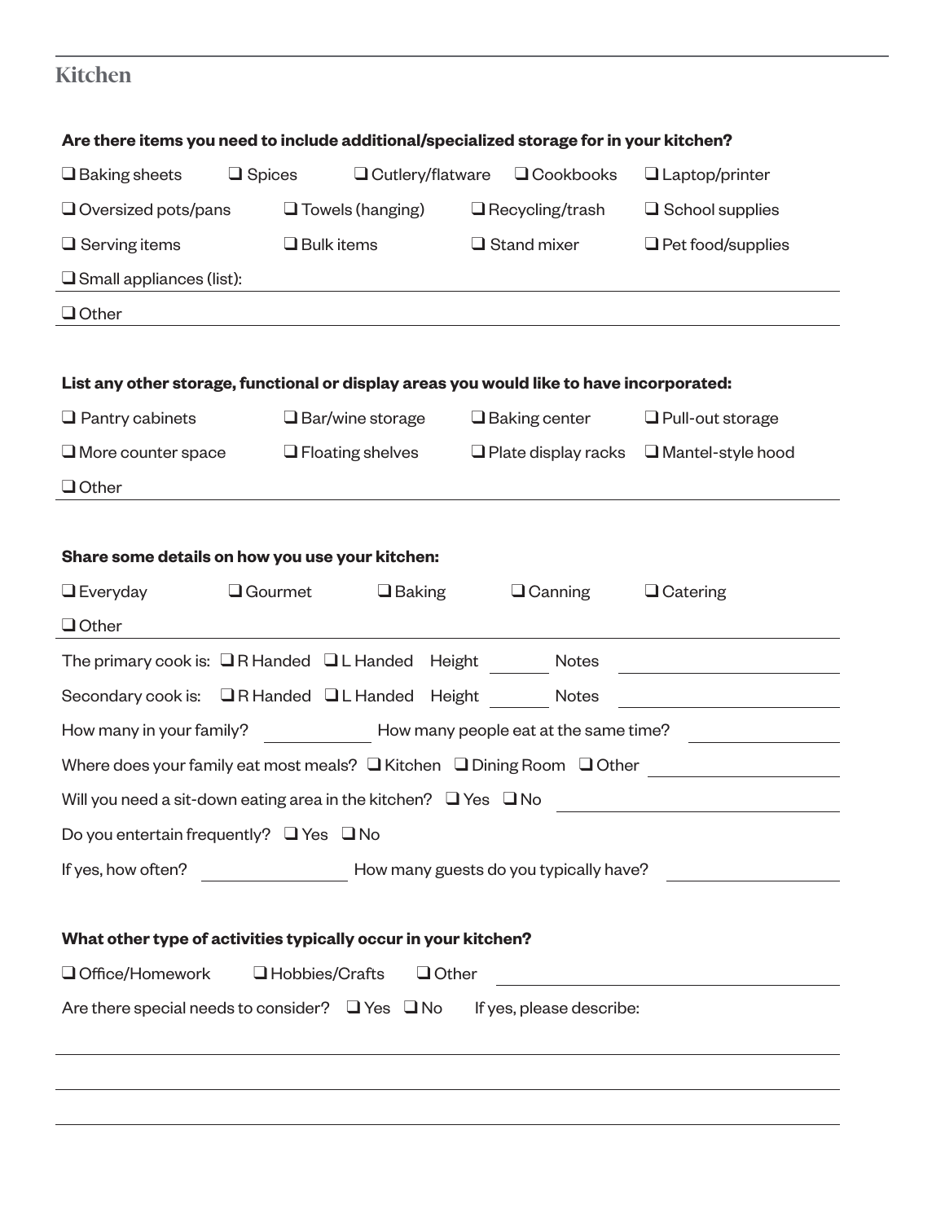## Kitchen

**Are there items you need to include additional/specialized storage for in your kitchen?**

❑ Baking sheets ❑ Spices ❑ Cutlery/flatware ❑ Cookbooks ❑ Laptop/printer

❑ Oversized pots/pans ❑ Towels (hanging) ❑ Recycling/trash ❑ School supplies

❑ Serving items ❑ Bulk items ❑ Stand mixer ❑ Pet food/supplies

❑ Small appliances (list): ______________________________

❑ Other ______________________________

**List any other storage, functional or display areas you would like to have incorporated:**

❑ Pantry cabinets ❑ Bar/wine storage ❑ Baking center ❑ Pull-out storage

❑ More counter space ❑ Floating shelves ❑ Plate display racks ❑ Mantel-style hood

❑ Other ______________________________

**Share some details on how you use your kitchen:**

❑ Everyday ❑ Gourmet ❑ Baking ❑ Canning ❑ Catering

❑ Other ______________________________

The primary cook is: ❑ R Handed ❑ L Handed Height ________ Notes ______________

Secondary cook is: ❑ R Handed ❑ L Handed Height ________ Notes ______________

How many in your family? ____________ How many people eat at the same time? ____________

Where does your family eat most meals? ❑ Kitchen ❑ Dining Room ❑ Other ______________

Will you need a sit-down eating area in the kitchen? ❑ Yes ❑ No ______________

Do you entertain frequently? ❑ Yes ❑ No

If yes, how often? ____________ How many guests do you typically have? ____________

**What other type of activities typically occur in your kitchen?**

❑ Office/Homework ❑ Hobbies/Crafts ❑ Other ______________

Are there special needs to consider? ❑ Yes ❑ No If yes, please describe:

______________________________

______________________________

______________________________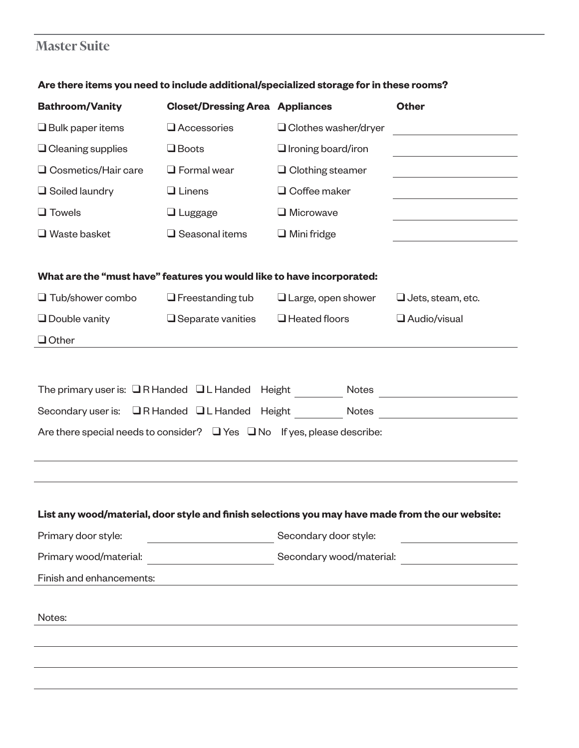## Master Suite

**Are there items you need to include additional/specialized storage for in these rooms?**

| Bathroom/Vanity | Closet/Dressing Area | Appliances | Other |
| --- | --- | --- | --- |
| ❑ Bulk paper items | ❑ Accessories | ❑ Clothes washer/dryer | ______ |
| ❑ Cleaning supplies | ❑ Boots | ❑ Ironing board/iron | ______ |
| ❑ Cosmetics/Hair care | ❑ Formal wear | ❑ Clothing steamer | ______ |
| ❑ Soiled laundry | ❑ Linens | ❑ Coffee maker | ______ |
| ❑ Towels | ❑ Luggage | ❑ Microwave | ______ |
| ❑ Waste basket | ❑ Seasonal items | ❑ Mini fridge | ______ |

**What are the “must have” features you would like to have incorporated:**

| | | | |
| --- | --- | --- | --- |
| ❑ Tub/shower combo | ❑ Freestanding tub | ❑ Large, open shower | ❑ Jets, steam, etc. |
| ❑ Double vanity | ❑ Separate vanities | ❑ Heated floors | ❑ Audio/visual |

❑ Other ______

The primary user is: ❑ R Handed ❑ L Handed Height ______ Notes ______

Secondary user is: ❑ R Handed ❑ L Handed Height ______ Notes ______

Are there special needs to consider? ❑ Yes ❑ No If yes, please describe:

______

______

**List any wood/material, door style and finish selections you may have made from the our website:**

Primary door style: ______ Secondary door style: ______

Primary wood/material: ______ Secondary wood/material: ______

Finish and enhancements: ______

Notes: ______

______

______

______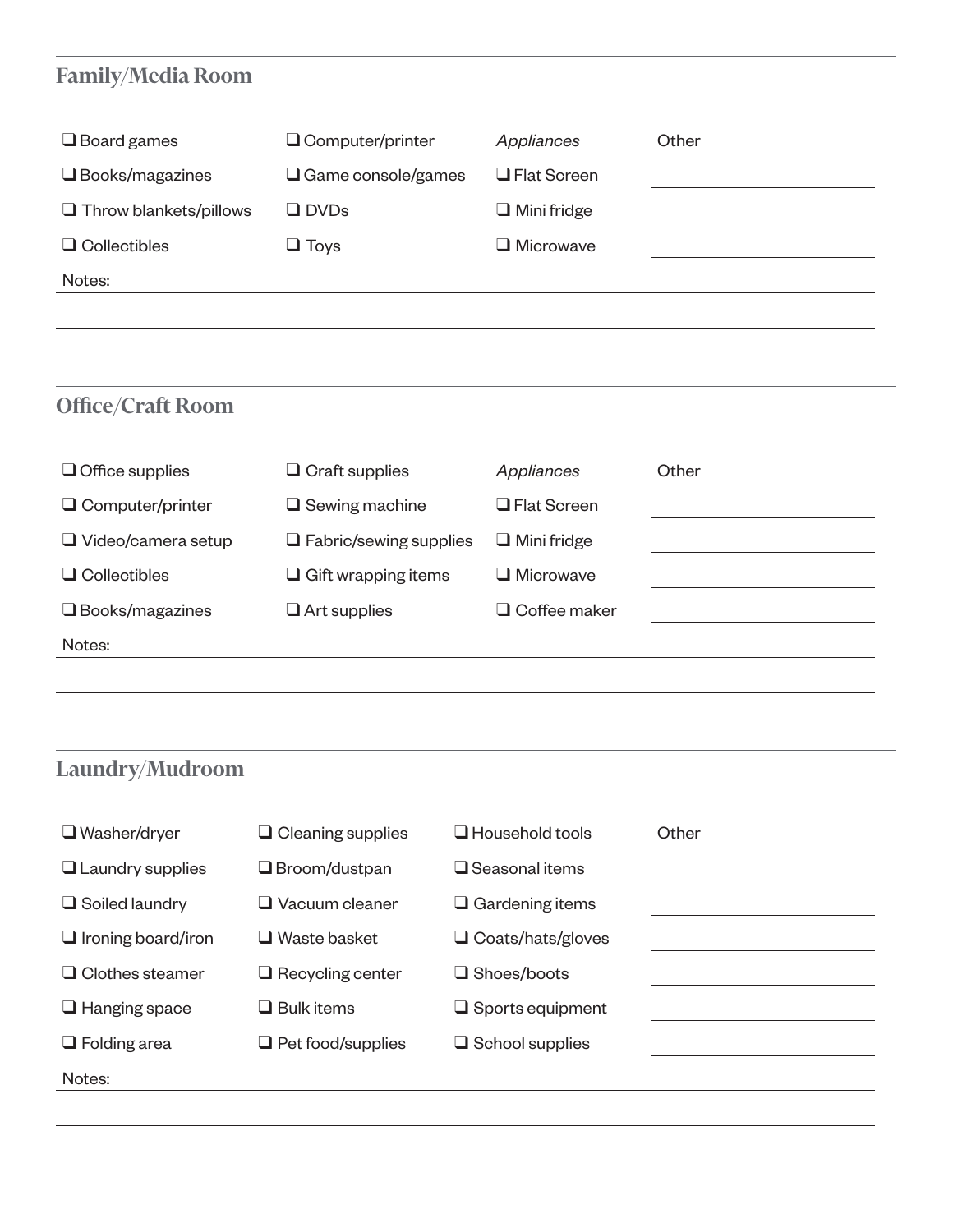## Family/Media Room

| | | | |
|---|---|---|---|
| ❑ Board games | ❑ Computer/printer | *Appliances* | Other |
| ❑ Books/magazines | ❑ Game console/games | ❑ Flat Screen | ______ |
| ❑ Throw blankets/pillows | ❑ DVDs | ❑ Mini fridge | ______ |
| ❑ Collectibles | ❑ Toys | ❑ Microwave | ______ |

Notes:

## Office/Craft Room

| | | | |
|---|---|---|---|
| ❑ Office supplies | ❑ Craft supplies | *Appliances* | Other |
| ❑ Computer/printer | ❑ Sewing machine | ❑ Flat Screen | ______ |
| ❑ Video/camera setup | ❑ Fabric/sewing supplies | ❑ Mini fridge | ______ |
| ❑ Collectibles | ❑ Gift wrapping items | ❑ Microwave | ______ |
| ❑ Books/magazines | ❑ Art supplies | ❑ Coffee maker | ______ |

Notes:

## Laundry/Mudroom

| | | | |
|---|---|---|---|
| ❑ Washer/dryer | ❑ Cleaning supplies | ❑ Household tools | Other |
| ❑ Laundry supplies | ❑ Broom/dustpan | ❑ Seasonal items | ______ |
| ❑ Soiled laundry | ❑ Vacuum cleaner | ❑ Gardening items | ______ |
| ❑ Ironing board/iron | ❑ Waste basket | ❑ Coats/hats/gloves | ______ |
| ❑ Clothes steamer | ❑ Recycling center | ❑ Shoes/boots | ______ |
| ❑ Hanging space | ❑ Bulk items | ❑ Sports equipment | ______ |
| ❑ Folding area | ❑ Pet food/supplies | ❑ School supplies | ______ |

Notes: